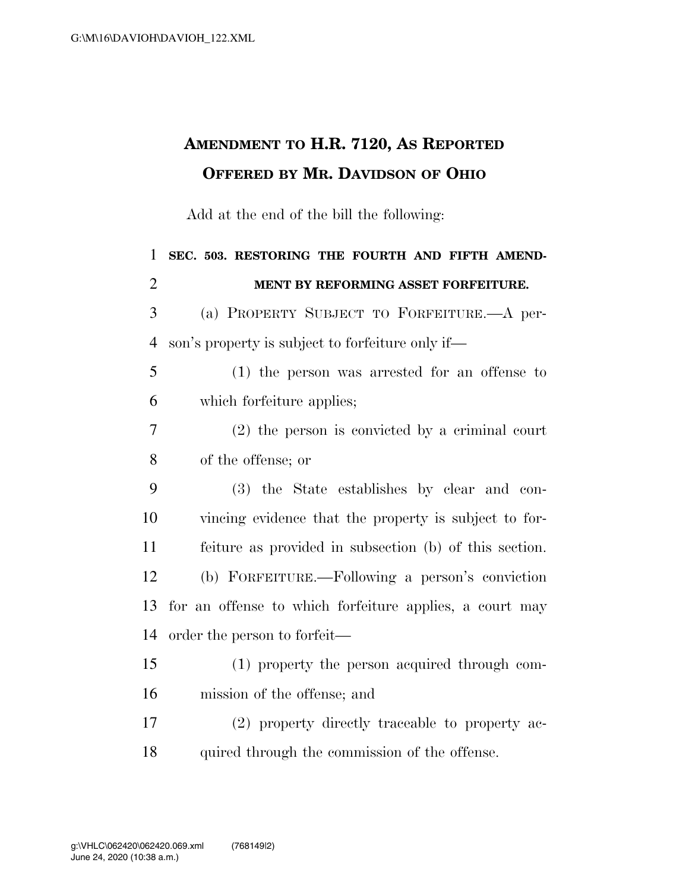# AMENDMENT TO H.R. 7120, AS REPORTED OFFERED BY MR. DAVIDSON OF OHIO

Add at the end of the bill the following:

**SEC. 503. RESTORING THE FOURTH AND FIFTH AMENDMENT BY REFORMING ASSET FORFEITURE.**

(a) PROPERTY SUBJECT TO FORFEITURE.—A person's property is subject to forfeiture only if—

(1) the person was arrested for an offense to which forfeiture applies;

(2) the person is convicted by a criminal court of the offense; or

(3) the State establishes by clear and convincing evidence that the property is subject to forfeiture as provided in subsection (b) of this section.

(b) FORFEITURE.—Following a person's conviction for an offense to which forfeiture applies, a court may order the person to forfeit—

(1) property the person acquired through commission of the offense; and

(2) property directly traceable to property acquired through the commission of the offense.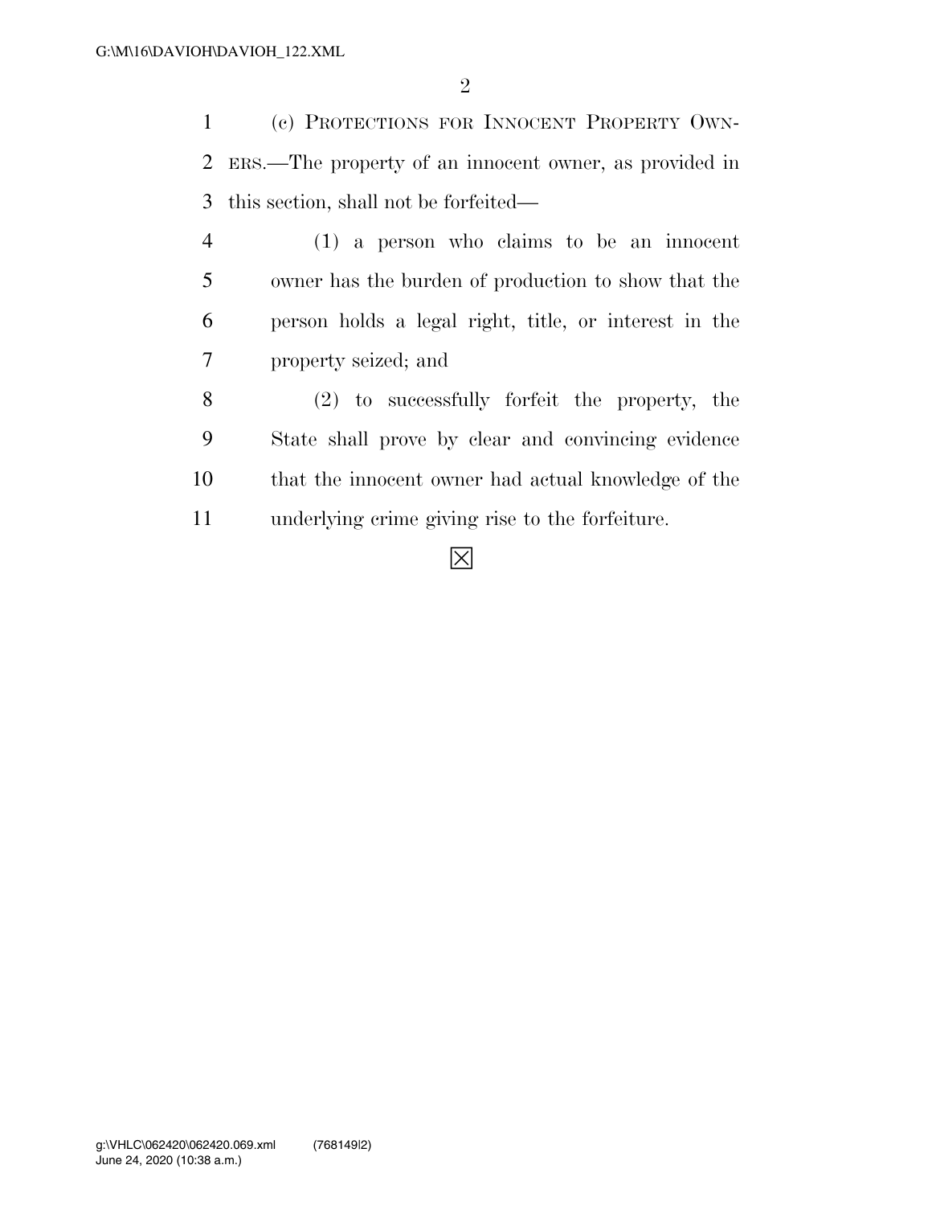(c) PROTECTIONS FOR INNOCENT PROPERTY OWNERS.—The property of an innocent owner, as provided in this section, shall not be forfeited—

(1) a person who claims to be an innocent owner has the burden of production to show that the person holds a legal right, title, or interest in the property seized; and

(2) to successfully forfeit the property, the State shall prove by clear and convincing evidence that the innocent owner had actual knowledge of the underlying crime giving rise to the forfeiture.